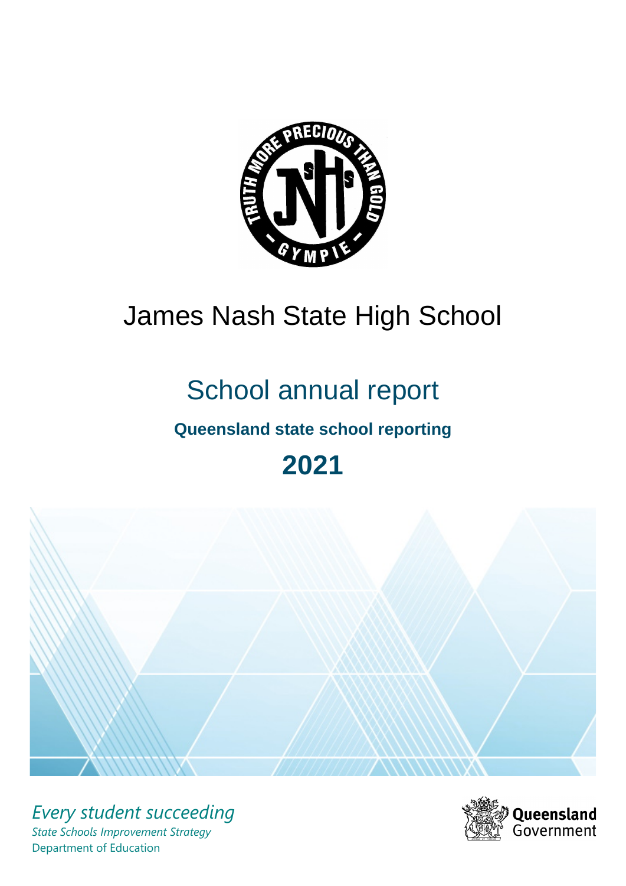# James Nash State High School

## School annual report

### Queensland state school reporting

## 2021

*Every student succeeding*

*State Schools Improvement Strategy*

Department of Education

Queensland Government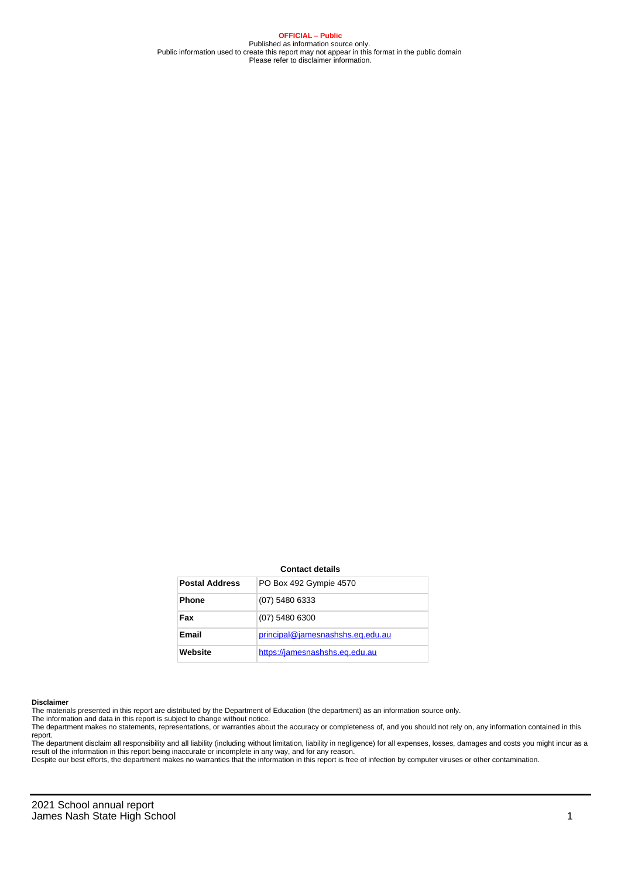**OFFICIAL – Public**
Published as information source only.
Public information used to create this report may not appear in this format in the public domain
Please refer to disclaimer information.

**Contact details**

| Postal Address | PO Box 492 Gympie 4570 |
|---|---|
| Phone | (07) 5480 6333 |
| Fax | (07) 5480 6300 |
| Email | principal@jamesnashshs.eq.edu.au |
| Website | https://jamesnashshs.eq.edu.au |

**Disclaimer**

The materials presented in this report are distributed by the Department of Education (the department) as an information source only.

The information and data in this report is subject to change without notice.

The department makes no statements, representations, or warranties about the accuracy or completeness of, and you should not rely on, any information contained in this report.

The department disclaim all responsibility and all liability (including without limitation, liability in negligence) for all expenses, losses, damages and costs you might incur as a result of the information in this report being inaccurate or incomplete in any way, and for any reason.

Despite our best efforts, the department makes no warranties that the information in this report is free of infection by computer viruses or other contamination.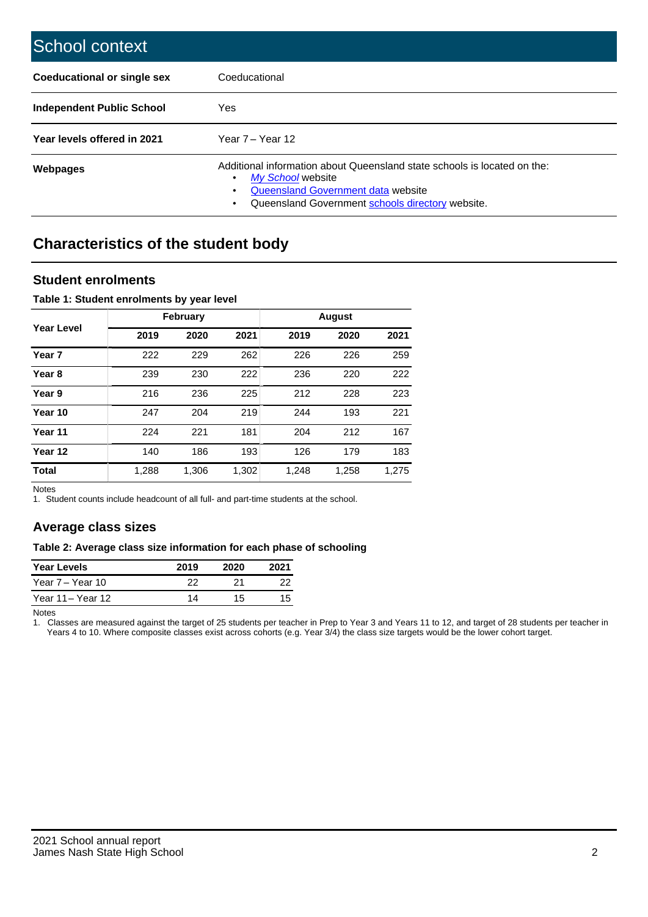# School context

| | |
|---|---|
| **Coeducational or single sex** | Coeducational |
| **Independent Public School** | Yes |
| **Year levels offered in 2021** | Year 7 – Year 12 |
| **Webpages** | Additional information about Queensland state schools is located on the: • *My School* website • Queensland Government data website • Queensland Government schools directory website. |

## Characteristics of the student body

### Student enrolments

**Table 1: Student enrolments by year level**

| Year Level | February | | | August | | |
|---|---|---|---|---|---|---|
| | 2019 | 2020 | 2021 | 2019 | 2020 | 2021 |
| **Year 7** | 222 | 229 | 262 | 226 | 226 | 259 |
| **Year 8** | 239 | 230 | 222 | 236 | 220 | 222 |
| **Year 9** | 216 | 236 | 225 | 212 | 228 | 223 |
| **Year 10** | 247 | 204 | 219 | 244 | 193 | 221 |
| **Year 11** | 224 | 221 | 181 | 204 | 212 | 167 |
| **Year 12** | 140 | 186 | 193 | 126 | 179 | 183 |
| **Total** | 1,288 | 1,306 | 1,302 | 1,248 | 1,258 | 1,275 |

Notes

1. Student counts include headcount of all full- and part-time students at the school.

### Average class sizes

**Table 2: Average class size information for each phase of schooling**

| Year Levels | 2019 | 2020 | 2021 |
|---|---|---|---|
| Year 7 – Year 10 | 22 | 21 | 22 |
| Year 11 – Year 12 | 14 | 15 | 15 |

Notes

1. Classes are measured against the target of 25 students per teacher in Prep to Year 3 and Years 11 to 12, and target of 28 students per teacher in Years 4 to 10. Where composite classes exist across cohorts (e.g. Year 3/4) the class size targets would be the lower cohort target.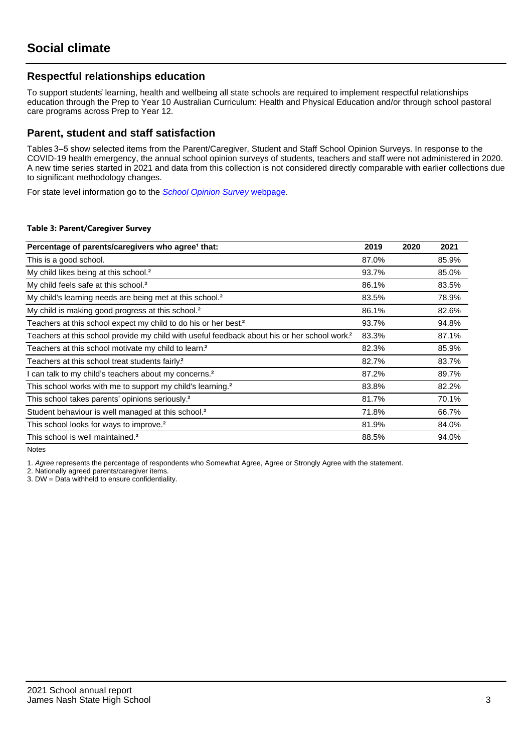# Social climate

## Respectful relationships education

To support students' learning, health and wellbeing all state schools are required to implement respectful relationships education through the Prep to Year 10 Australian Curriculum: Health and Physical Education and/or through school pastoral care programs across Prep to Year 12.

## Parent, student and staff satisfaction

Tables 3–5 show selected items from the Parent/Caregiver, Student and Staff School Opinion Surveys. In response to the COVID-19 health emergency, the annual school opinion surveys of students, teachers and staff were not administered in 2020. A new time series started in 2021 and data from this collection is not considered directly comparable with earlier collections due to significant methodology changes.

For state level information go to the *School Opinion Survey* webpage.

**Table 3: Parent/Caregiver Survey**

| Percentage of parents/caregivers who agree[1] that: | 2019 | 2020 | 2021 |
|---|---|---|---|
| This is a good school. | 87.0% | | 85.9% |
| My child likes being at this school.[2] | 93.7% | | 85.0% |
| My child feels safe at this school.[2] | 86.1% | | 83.5% |
| My child's learning needs are being met at this school.[2] | 83.5% | | 78.9% |
| My child is making good progress at this school.[2] | 86.1% | | 82.6% |
| Teachers at this school expect my child to do his or her best.[2] | 93.7% | | 94.8% |
| Teachers at this school provide my child with useful feedback about his or her school work.[2] | 83.3% | | 87.1% |
| Teachers at this school motivate my child to learn.[2] | 82.3% | | 85.9% |
| Teachers at this school treat students fairly.[2] | 82.7% | | 83.7% |
| I can talk to my child's teachers about my concerns.[2] | 87.2% | | 89.7% |
| This school works with me to support my child's learning.[2] | 83.8% | | 82.2% |
| This school takes parents' opinions seriously.[2] | 81.7% | | 70.1% |
| Student behaviour is well managed at this school.[2] | 71.8% | | 66.7% |
| This school looks for ways to improve.[2] | 81.9% | | 84.0% |
| This school is well maintained.[2] | 88.5% | | 94.0% |

Notes

1. *Agree* represents the percentage of respondents who Somewhat Agree, Agree or Strongly Agree with the statement.
2. Nationally agreed parents/caregiver items.
3. DW = Data withheld to ensure confidentiality.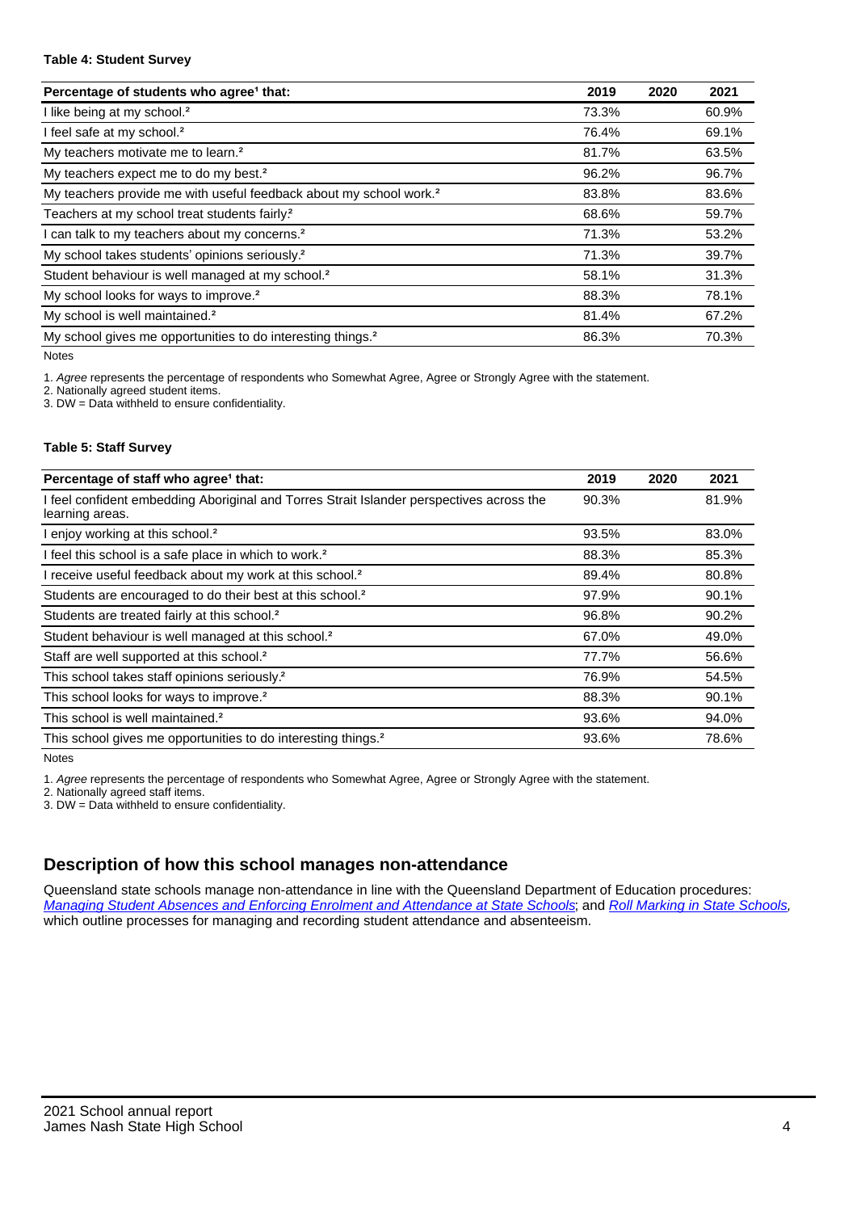**Table 4: Student Survey**

| Percentage of students who agree[1] that: | 2019 | 2020 | 2021 |
|---|---|---|---|
| I like being at my school.[2] | 73.3% | | 60.9% |
| I feel safe at my school.[2] | 76.4% | | 69.1% |
| My teachers motivate me to learn.[2] | 81.7% | | 63.5% |
| My teachers expect me to do my best.[2] | 96.2% | | 96.7% |
| My teachers provide me with useful feedback about my school work.[2] | 83.8% | | 83.6% |
| Teachers at my school treat students fairly.[2] | 68.6% | | 59.7% |
| I can talk to my teachers about my concerns.[2] | 71.3% | | 53.2% |
| My school takes students' opinions seriously.[2] | 71.3% | | 39.7% |
| Student behaviour is well managed at my school.[2] | 58.1% | | 31.3% |
| My school looks for ways to improve.[2] | 88.3% | | 78.1% |
| My school is well maintained.[2] | 81.4% | | 67.2% |
| My school gives me opportunities to do interesting things.[2] | 86.3% | | 70.3% |

Notes

1. *Agree* represents the percentage of respondents who Somewhat Agree, Agree or Strongly Agree with the statement.
2. Nationally agreed student items.
3. DW = Data withheld to ensure confidentiality.

**Table 5: Staff Survey**

| Percentage of staff who agree[1] that: | 2019 | 2020 | 2021 |
|---|---|---|---|
| I feel confident embedding Aboriginal and Torres Strait Islander perspectives across the learning areas. | 90.3% | | 81.9% |
| I enjoy working at this school.[2] | 93.5% | | 83.0% |
| I feel this school is a safe place in which to work.[2] | 88.3% | | 85.3% |
| I receive useful feedback about my work at this school.[2] | 89.4% | | 80.8% |
| Students are encouraged to do their best at this school.[2] | 97.9% | | 90.1% |
| Students are treated fairly at this school.[2] | 96.8% | | 90.2% |
| Student behaviour is well managed at this school.[2] | 67.0% | | 49.0% |
| Staff are well supported at this school.[2] | 77.7% | | 56.6% |
| This school takes staff opinions seriously.[2] | 76.9% | | 54.5% |
| This school looks for ways to improve.[2] | 88.3% | | 90.1% |
| This school is well maintained.[2] | 93.6% | | 94.0% |
| This school gives me opportunities to do interesting things.[2] | 93.6% | | 78.6% |

Notes

1. *Agree* represents the percentage of respondents who Somewhat Agree, Agree or Strongly Agree with the statement.
2. Nationally agreed staff items.
3. DW = Data withheld to ensure confidentiality.

## Description of how this school manages non-attendance

Queensland state schools manage non-attendance in line with the Queensland Department of Education procedures: *Managing Student Absences and Enforcing Enrolment and Attendance at State Schools*; and *Roll Marking in State Schools*, which outline processes for managing and recording student attendance and absenteeism.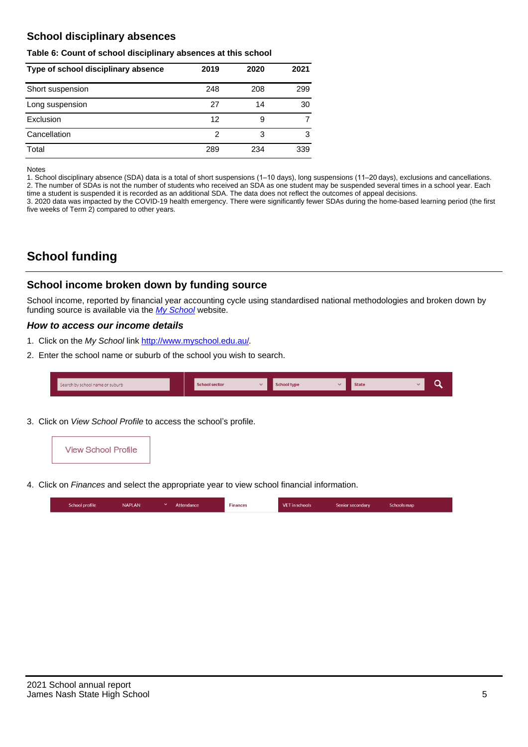## School disciplinary absences

**Table 6: Count of school disciplinary absences at this school**

| Type of school disciplinary absence | 2019 | 2020 | 2021 |
|---|---|---|---|
| Short suspension | 248 | 208 | 299 |
| Long suspension | 27 | 14 | 30 |
| Exclusion | 12 | 9 | 7 |
| Cancellation | 2 | 3 | 3 |
| Total | 289 | 234 | 339 |

Notes

1. School disciplinary absence (SDA) data is a total of short suspensions (1–10 days), long suspensions (11–20 days), exclusions and cancellations.
2. The number of SDAs is not the number of students who received an SDA as one student may be suspended several times in a school year. Each time a student is suspended it is recorded as an additional SDA. The data does not reflect the outcomes of appeal decisions.
3. 2020 data was impacted by the COVID-19 health emergency. There were significantly fewer SDAs during the home-based learning period (the first five weeks of Term 2) compared to other years.

# School funding

## School income broken down by funding source

School income, reported by financial year accounting cycle using standardised national methodologies and broken down by funding source is available via the *My School* website.

### *How to access our income details*

1. Click on the *My School* link http://www.myschool.edu.au/.
2. Enter the school name or suburb of the school you wish to search.

Search by school name or suburb | School sector | School type | State

3. Click on *View School Profile* to access the school's profile.

View School Profile

4. Click on *Finances* and select the appropriate year to view school financial information.

School profile | NAPLAN | Attendance | Finances | VET in schools | Senior secondary | Schools map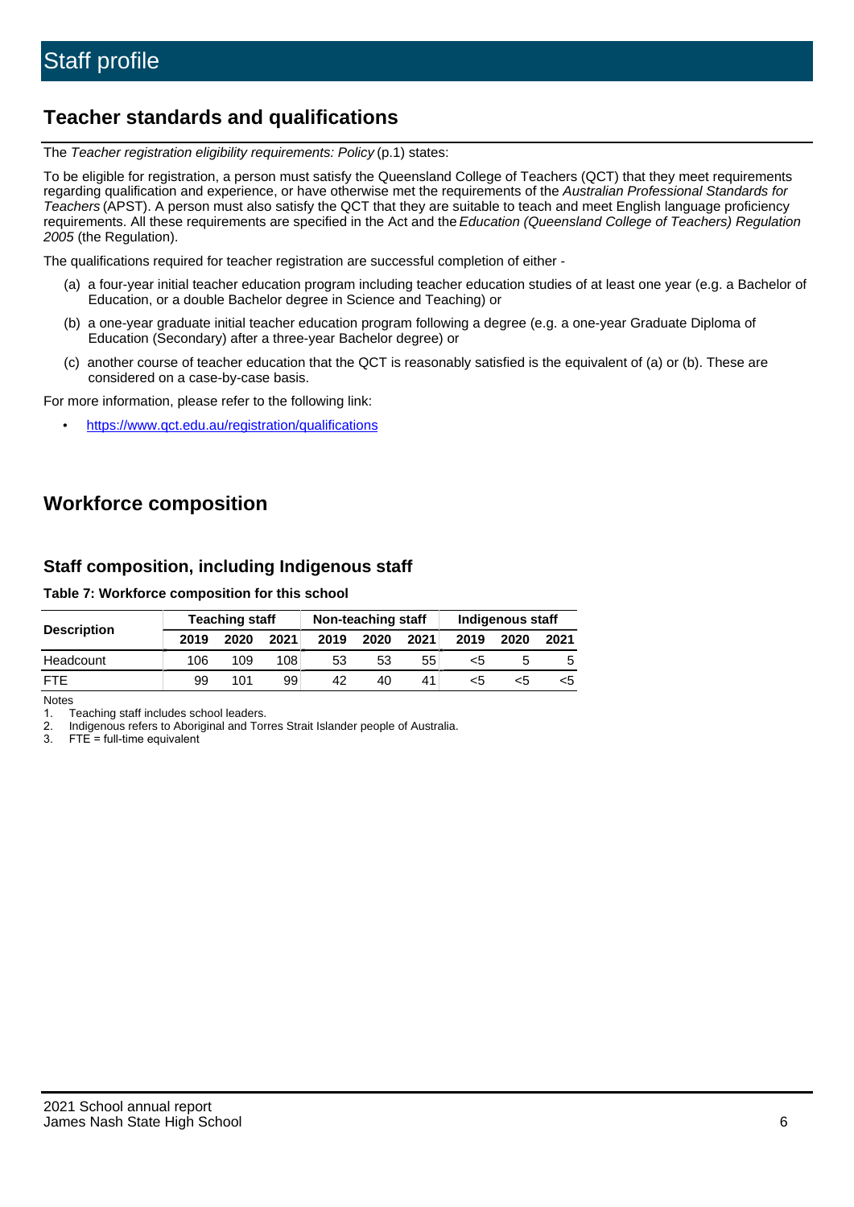# Staff profile

## Teacher standards and qualifications

The *Teacher registration eligibility requirements: Policy* (p.1) states:

To be eligible for registration, a person must satisfy the Queensland College of Teachers (QCT) that they meet requirements regarding qualification and experience, or have otherwise met the requirements of the *Australian Professional Standards for Teachers* (APST). A person must also satisfy the QCT that they are suitable to teach and meet English language proficiency requirements. All these requirements are specified in the Act and the *Education (Queensland College of Teachers) Regulation 2005* (the Regulation).

The qualifications required for teacher registration are successful completion of either -

(a) a four-year initial teacher education program including teacher education studies of at least one year (e.g. a Bachelor of Education, or a double Bachelor degree in Science and Teaching) or

(b) a one-year graduate initial teacher education program following a degree (e.g. a one-year Graduate Diploma of Education (Secondary) after a three-year Bachelor degree) or

(c) another course of teacher education that the QCT is reasonably satisfied is the equivalent of (a) or (b). These are considered on a case-by-case basis.

For more information, please refer to the following link:

- https://www.qct.edu.au/registration/qualifications

## Workforce composition

### Staff composition, including Indigenous staff

**Table 7: Workforce composition for this school**

| Description | Teaching staff | | | Non-teaching staff | | | Indigenous staff | | |
|---|---|---|---|---|---|---|---|---|---|
| | 2019 | 2020 | 2021 | 2019 | 2020 | 2021 | 2019 | 2020 | 2021 |
| Headcount | 106 | 109 | 108 | 53 | 53 | 55 | <5 | 5 | 5 |
| FTE | 99 | 101 | 99 | 42 | 40 | 41 | <5 | <5 | <5 |

Notes

1. Teaching staff includes school leaders.
2. Indigenous refers to Aboriginal and Torres Strait Islander people of Australia.
3. FTE = full-time equivalent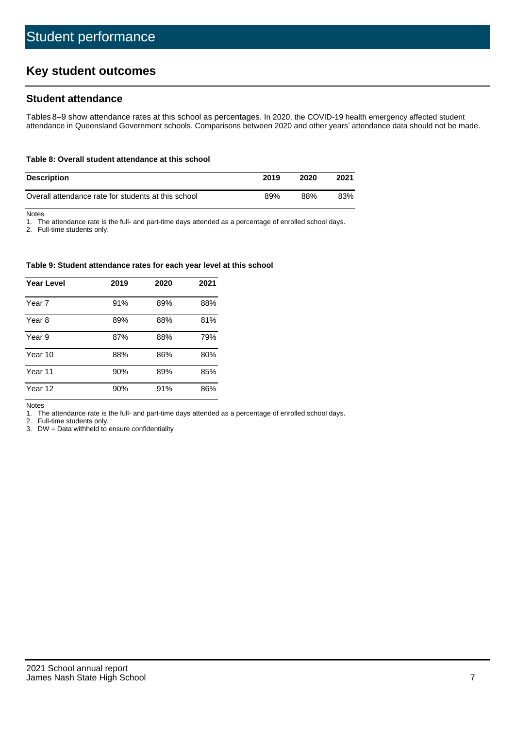# Student performance

## Key student outcomes

### Student attendance

Tables 8–9 show attendance rates at this school as percentages. In 2020, the COVID-19 health emergency affected student attendance in Queensland Government schools. Comparisons between 2020 and other years' attendance data should not be made.

**Table 8: Overall student attendance at this school**

| Description | 2019 | 2020 | 2021 |
|---|---|---|---|
| Overall attendance rate for students at this school | 89% | 88% | 83% |

Notes

1. The attendance rate is the full- and part-time days attended as a percentage of enrolled school days.
2. Full-time students only.

**Table 9: Student attendance rates for each year level at this school**

| Year Level | 2019 | 2020 | 2021 |
|---|---|---|---|
| Year 7 | 91% | 89% | 88% |
| Year 8 | 89% | 88% | 81% |
| Year 9 | 87% | 88% | 79% |
| Year 10 | 88% | 86% | 80% |
| Year 11 | 90% | 89% | 85% |
| Year 12 | 90% | 91% | 86% |

Notes

1. The attendance rate is the full- and part-time days attended as a percentage of enrolled school days.
2. Full-time students only.
3. DW = Data withheld to ensure confidentiality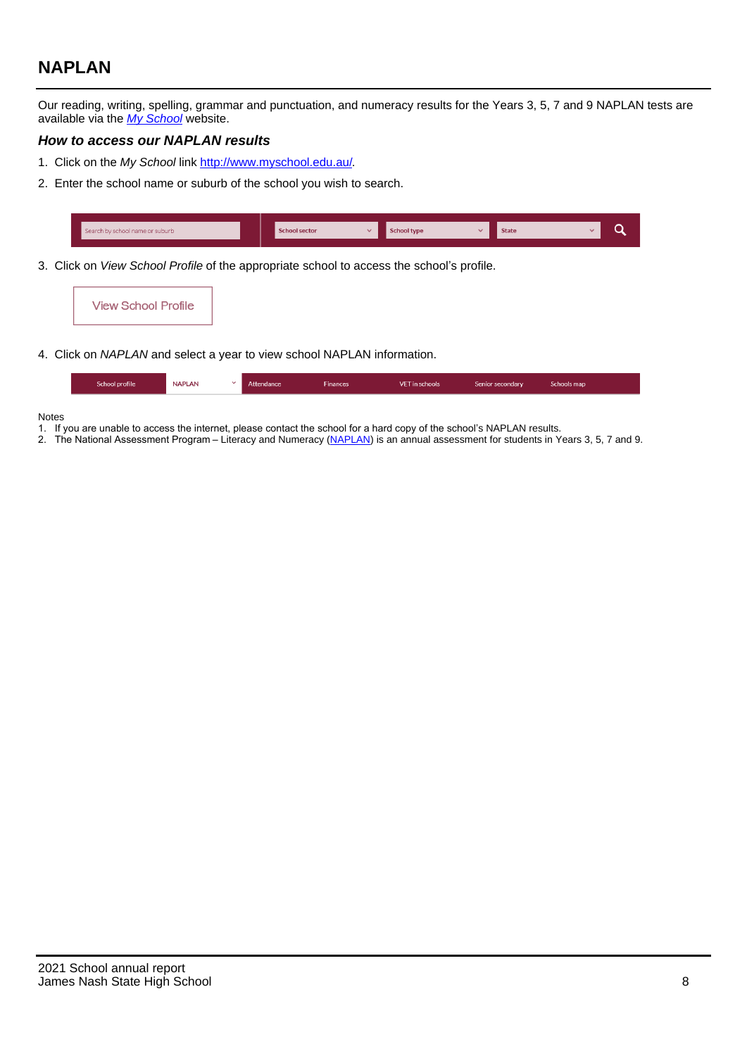## NAPLAN

Our reading, writing, spelling, grammar and punctuation, and numeracy results for the Years 3, 5, 7 and 9 NAPLAN tests are available via the [*My School*](http://www.myschool.edu.au/) website.

### *How to access our NAPLAN results*

1. Click on the *My School* link [http://www.myschool.edu.au/](http://www.myschool.edu.au/).
2. Enter the school name or suburb of the school you wish to search.

Search by school name or suburb | School sector | School type | State

3. Click on *View School Profile* of the appropriate school to access the school's profile.

View School Profile

4. Click on *NAPLAN* and select a year to view school NAPLAN information.

School profile | NAPLAN | Attendance | Finances | VET in schools | Senior secondary | Schools map

Notes

1. If you are unable to access the internet, please contact the school for a hard copy of the school's NAPLAN results.
2. The National Assessment Program – Literacy and Numeracy (NAPLAN) is an annual assessment for students in Years 3, 5, 7 and 9.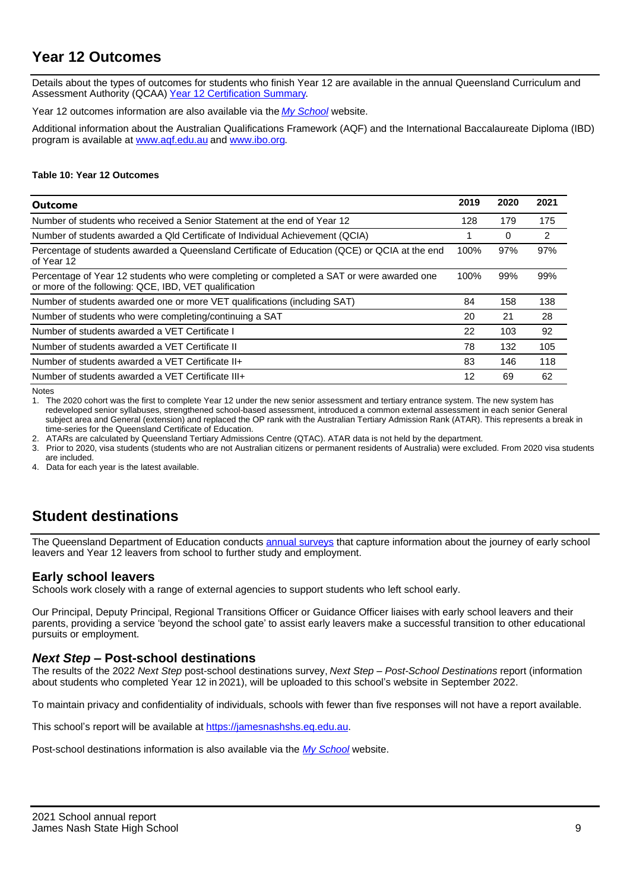## Year 12 Outcomes

Details about the types of outcomes for students who finish Year 12 are available in the annual Queensland Curriculum and Assessment Authority (QCAA) Year 12 Certification Summary.

Year 12 outcomes information are also available via the *My School* website.

Additional information about the Australian Qualifications Framework (AQF) and the International Baccalaureate Diploma (IBD) program is available at www.aqf.edu.au and www.ibo.org.

**Table 10: Year 12 Outcomes**

| Outcome | 2019 | 2020 | 2021 |
|---|---|---|---|
| Number of students who received a Senior Statement at the end of Year 12 | 128 | 179 | 175 |
| Number of students awarded a Qld Certificate of Individual Achievement (QCIA) | 1 | 0 | 2 |
| Percentage of students awarded a Queensland Certificate of Education (QCE) or QCIA at the end of Year 12 | 100% | 97% | 97% |
| Percentage of Year 12 students who were completing or completed a SAT or were awarded one or more of the following: QCE, IBD, VET qualification | 100% | 99% | 99% |
| Number of students awarded one or more VET qualifications (including SAT) | 84 | 158 | 138 |
| Number of students who were completing/continuing a SAT | 20 | 21 | 28 |
| Number of students awarded a VET Certificate I | 22 | 103 | 92 |
| Number of students awarded a VET Certificate II | 78 | 132 | 105 |
| Number of students awarded a VET Certificate II+ | 83 | 146 | 118 |
| Number of students awarded a VET Certificate III+ | 12 | 69 | 62 |

Notes

1. The 2020 cohort was the first to complete Year 12 under the new senior assessment and tertiary entrance system. The new system has redeveloped senior syllabuses, strengthened school-based assessment, introduced a common external assessment in each senior General subject area and General (extension) and replaced the OP rank with the Australian Tertiary Admission Rank (ATAR). This represents a break in time-series for the Queensland Certificate of Education.
2. ATARs are calculated by Queensland Tertiary Admissions Centre (QTAC). ATAR data is not held by the department.
3. Prior to 2020, visa students (students who are not Australian citizens or permanent residents of Australia) were excluded. From 2020 visa students are included.
4. Data for each year is the latest available.

## Student destinations

The Queensland Department of Education conducts annual surveys that capture information about the journey of early school leavers and Year 12 leavers from school to further study and employment.

### Early school leavers

Schools work closely with a range of external agencies to support students who left school early.

Our Principal, Deputy Principal, Regional Transitions Officer or Guidance Officer liaises with early school leavers and their parents, providing a service 'beyond the school gate' to assist early leavers make a successful transition to other educational pursuits or employment.

### *Next Step* – Post-school destinations

The results of the 2022 *Next Step* post-school destinations survey, *Next Step – Post-School Destinations* report (information about students who completed Year 12 in 2021), will be uploaded to this school's website in September 2022.

To maintain privacy and confidentiality of individuals, schools with fewer than five responses will not have a report available.

This school's report will be available at https://jamesnashshs.eq.edu.au.

Post-school destinations information is also available via the *My School* website.